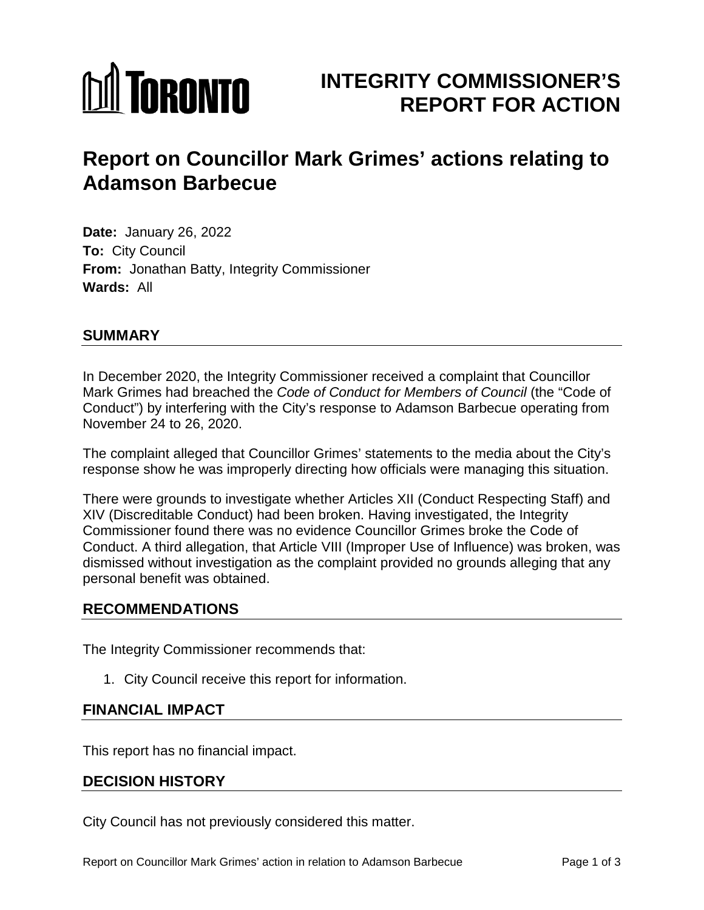TORONTO

# INTEGRITY COMMISSIONER'S REPORT FOR ACTION

# Report on Councillor Mark Grimes' actions relating to Adamson Barbecue

**Date:** January 26, 2022
**To:** City Council
**From:** Jonathan Batty, Integrity Commissioner
**Wards:** All

## SUMMARY

In December 2020, the Integrity Commissioner received a complaint that Councillor Mark Grimes had breached the *Code of Conduct for Members of Council* (the "Code of Conduct") by interfering with the City's response to Adamson Barbecue operating from November 24 to 26, 2020.

The complaint alleged that Councillor Grimes' statements to the media about the City's response show he was improperly directing how officials were managing this situation.

There were grounds to investigate whether Articles XII (Conduct Respecting Staff) and XIV (Discreditable Conduct) had been broken. Having investigated, the Integrity Commissioner found there was no evidence Councillor Grimes broke the Code of Conduct. A third allegation, that Article VIII (Improper Use of Influence) was broken, was dismissed without investigation as the complaint provided no grounds alleging that any personal benefit was obtained.

## RECOMMENDATIONS

The Integrity Commissioner recommends that:

1. City Council receive this report for information.

## FINANCIAL IMPACT

This report has no financial impact.

## DECISION HISTORY

City Council has not previously considered this matter.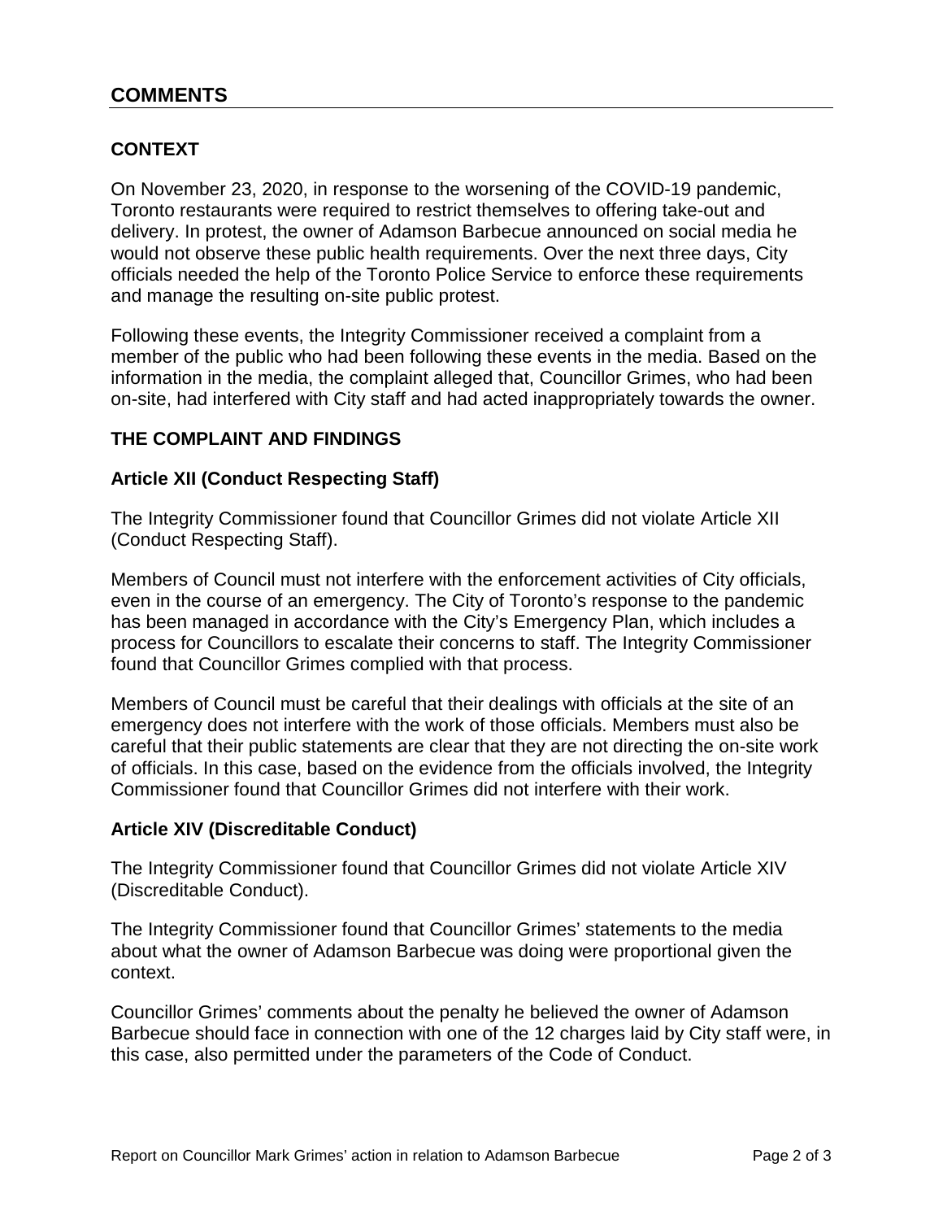## COMMENTS

### CONTEXT

On November 23, 2020, in response to the worsening of the COVID-19 pandemic, Toronto restaurants were required to restrict themselves to offering take-out and delivery. In protest, the owner of Adamson Barbecue announced on social media he would not observe these public health requirements. Over the next three days, City officials needed the help of the Toronto Police Service to enforce these requirements and manage the resulting on-site public protest.

Following these events, the Integrity Commissioner received a complaint from a member of the public who had been following these events in the media. Based on the information in the media, the complaint alleged that, Councillor Grimes, who had been on-site, had interfered with City staff and had acted inappropriately towards the owner.

### THE COMPLAINT AND FINDINGS

#### Article XII (Conduct Respecting Staff)

The Integrity Commissioner found that Councillor Grimes did not violate Article XII (Conduct Respecting Staff).

Members of Council must not interfere with the enforcement activities of City officials, even in the course of an emergency. The City of Toronto's response to the pandemic has been managed in accordance with the City's Emergency Plan, which includes a process for Councillors to escalate their concerns to staff. The Integrity Commissioner found that Councillor Grimes complied with that process.

Members of Council must be careful that their dealings with officials at the site of an emergency does not interfere with the work of those officials. Members must also be careful that their public statements are clear that they are not directing the on-site work of officials. In this case, based on the evidence from the officials involved, the Integrity Commissioner found that Councillor Grimes did not interfere with their work.

#### Article XIV (Discreditable Conduct)

The Integrity Commissioner found that Councillor Grimes did not violate Article XIV (Discreditable Conduct).

The Integrity Commissioner found that Councillor Grimes' statements to the media about what the owner of Adamson Barbecue was doing were proportional given the context.

Councillor Grimes' comments about the penalty he believed the owner of Adamson Barbecue should face in connection with one of the 12 charges laid by City staff were, in this case, also permitted under the parameters of the Code of Conduct.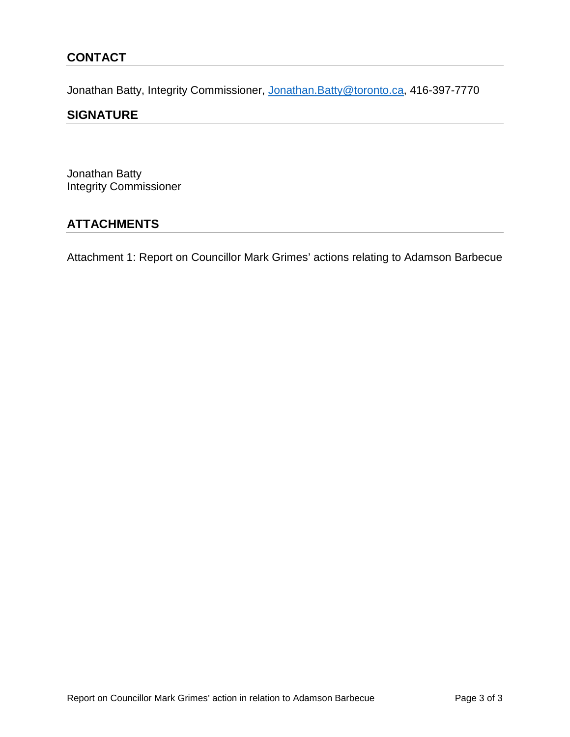## CONTACT

Jonathan Batty, Integrity Commissioner, Jonathan.Batty@toronto.ca, 416-397-7770

## SIGNATURE

Jonathan Batty
Integrity Commissioner

## ATTACHMENTS

Attachment 1: Report on Councillor Mark Grimes' actions relating to Adamson Barbecue